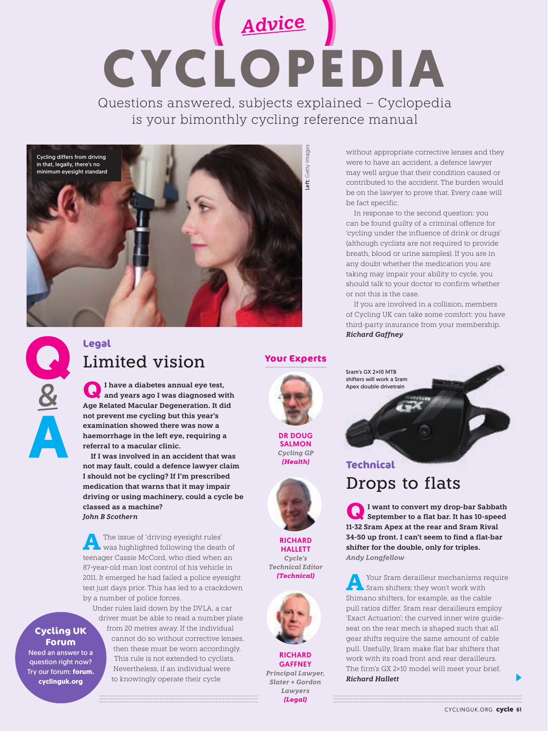# CYCLOPEDIA

*Advice*

Questions answered, subjects explained – Cyclopedia is your bimonthly cycling reference manual

Cycling differs from driving in that, legally, there's no minimum eyesight standard

Left: Getty Images

## Q&A

### Legal

## Limited vision

**Q I have a diabetes annual eye test, and years ago I was diagnosed with Age Related Macular Degeneration. It did not prevent me cycling but this year's examination showed there was now a haemorrhage in the left eye, requiring a referral to a macular clinic.**

**If I was involved in an accident that was not may fault, could a defence lawyer claim I should not be cycling? If I'm prescribed medication that warns that it may impair driving or using machinery, could a cycle be classed as a machine?**

***John B Scothern***

**A** The issue of 'driving eyesight rules' was highlighted following the death of teenager Cassie McCord, who died when an 87-year-old man lost control of his vehicle in 2011. It emerged he had failed a police eyesight test just days prior. This has led to a crackdown by a number of police forces.

Under rules laid down by the DVLA, a car driver must be able to read a number plate from 20 metres away. If the individual cannot do so without corrective lenses, then these must be worn accordingly. This rule is not extended to cyclists. Nevertheless, if an individual were to knowingly operate their cycle without appropriate corrective lenses and they were to have an accident, a defence lawyer may well argue that their condition caused or contributed to the accident. The burden would be on the lawyer to prove that. Every case will be fact specific.

In response to the second question: you can be found guilty of a criminal offence for 'cycling under the influence of drink or drugs' (although cyclists are not required to provide breath, blood or urine samples). If you are in any doubt whether the medication you are taking may impair your ability to cycle, you should talk to your doctor to confirm whether or not this is the case.

If you are involved in a collision, members of Cycling UK can take some comfort: you have third-party insurance from your membership.

***Richard Gaffney***

**Cycling UK Forum**
Need an answer to a question right now? Try our forum: **forum.cyclinguk.org**

### Your Experts

**DR DOUG SALMON**
*Cycling GP*
*{Health}*

**RICHARD HALLETT**
*Cycle's Technical Editor*
*{Technical}*

**RICHARD GAFFNEY**
*Principal Lawyer, Slater + Gordon Lawyers*
*{Legal}*

Sram's GX 2×10 MTB shifters will work a Sram Apex double drivetrain

### Technical

## Drops to flats

**Q I want to convert my drop-bar Sabbath September to a flat bar. It has 10-speed 11-32 Sram Apex at the rear and Sram Rival 34-50 up front. I can't seem to find a flat-bar shifter for the double, only for triples.**

***Andy Longfellow***

**A** Your Sram derailleur mechanisms require Sram shifters; they won't work with Shimano shifters, for example, as the cable pull ratios differ. Sram rear derailleurs employ 'Exact Actuation'; the curved inner wire guide-seat on the rear mech is shaped such that all gear shifts require the same amount of cable pull. Usefully, Sram make flat bar shifters that work with its road front and rear derailleurs. The firm's GX 2×10 model will meet your brief.

***Richard Hallett***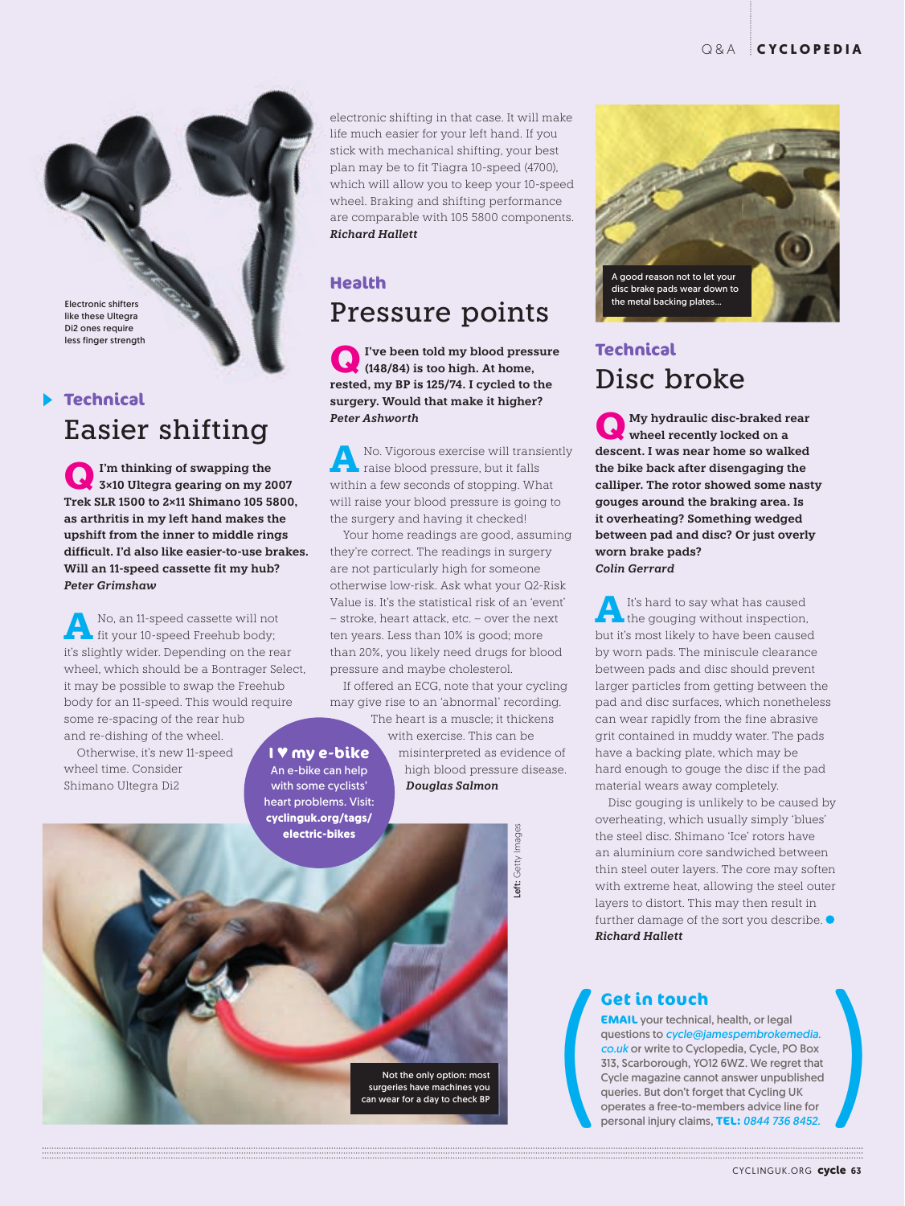Electronic shifters like these Ultegra Di2 ones require less finger strength

### Technical

## Easier shifting

**Q I'm thinking of swapping the 3×10 Ultegra gearing on my 2007 Trek SLR 1500 to 2×11 Shimano 105 5800, as arthritis in my left hand makes the upshift from the inner to middle rings difficult. I'd also like easier-to-use brakes. Will an 11-speed cassette fit my hub?**
***Peter Grimshaw***

**A** No, an 11-speed cassette will not fit your 10-speed Freehub body; it's slightly wider. Depending on the rear wheel, which should be a Bontrager Select, it may be possible to swap the Freehub body for an 11-speed. This would require some re-spacing of the rear hub and re-dishing of the wheel.

Otherwise, it's new 11-speed wheel time. Consider Shimano Ultegra Di2 electronic shifting in that case. It will make life much easier for your left hand. If you stick with mechanical shifting, your best plan may be to fit Tiagra 10-speed (4700), which will allow you to keep your 10-speed wheel. Braking and shifting performance are comparable with 105 5800 components.
***Richard Hallett***

### Health

## Pressure points

**Q I've been told my blood pressure (148/84) is too high. At home, rested, my BP is 125/74. I cycled to the surgery. Would that make it higher?**
***Peter Ashworth***

**A** No. Vigorous exercise will transiently raise blood pressure, but it falls within a few seconds of stopping. What will raise your blood pressure is going to the surgery and having it checked!

Your home readings are good, assuming they're correct. The readings in surgery are not particularly high for someone otherwise low-risk. Ask what your Q2-Risk Value is. It's the statistical risk of an 'event' – stroke, heart attack, etc. – over the next ten years. Less than 10% is good; more than 20%, you likely need drugs for blood pressure and maybe cholesterol.

If offered an ECG, note that your cycling may give rise to an 'abnormal' recording. The heart is a muscle; it thickens with exercise. This can be misinterpreted as evidence of high blood pressure disease.
***Douglas Salmon***

**I ♥ my e-bike**
An e-bike can help with some cyclists' heart problems. Visit: **cyclinguk.org/tags/electric-bikes**

Not the only option: most surgeries have machines you can wear for a day to check BP

**Left:** Getty Images

A good reason not to let your disc brake pads wear down to the metal backing plates...

### Technical

## Disc broke

**Q My hydraulic disc-braked rear wheel recently locked on a descent. I was near home so walked the bike back after disengaging the calliper. The rotor showed some nasty gouges around the braking area. Is it overheating? Something wedged between pad and disc? Or just overly worn brake pads?**
***Colin Gerrard***

**A** It's hard to say what has caused the gouging without inspection, but it's most likely to have been caused by worn pads. The miniscule clearance between pads and disc should prevent larger particles from getting between the pad and disc surfaces, which nonetheless can wear rapidly from the fine abrasive grit contained in muddy water. The pads have a backing plate, which may be hard enough to gouge the disc if the pad material wears away completely.

Disc gouging is unlikely to be caused by overheating, which usually simply 'blues' the steel disc. Shimano 'Ice' rotors have an aluminium core sandwiched between thin steel outer layers. The core may soften with extreme heat, allowing the steel outer layers to distort. This may then result in further damage of the sort you describe.
***Richard Hallett***

### Get in touch

**EMAIL** your technical, health, or legal questions to *cycle@jamespembrokemedia.co.uk* or write to Cyclopedia, Cycle, PO Box 313, Scarborough, YO12 6WZ. We regret that Cycle magazine cannot answer unpublished queries. But don't forget that Cycling UK operates a free-to-members advice line for personal injury claims, **TEL:** *0844 736 8452.*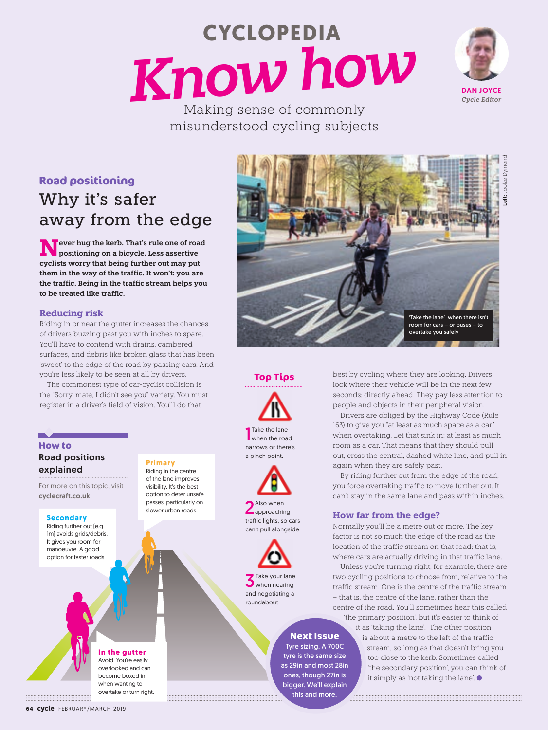# CYCLOPEDIA

# Know how

Making sense of commonly misunderstood cycling subjects

**DAN JOYCE**
*Cycle Editor*

## Road positioning

# Why it's safer away from the edge

**Never hug the kerb. That's rule one of road positioning on a bicycle. Less assertive cyclists worry that being further out may put them in the way of the traffic. It won't: you are the traffic. Being in the traffic stream helps you to be treated like traffic.**

### Reducing risk

Riding in or near the gutter increases the chances of drivers buzzing past you with inches to spare. You'll have to contend with drains, cambered surfaces, and debris like broken glass that has been 'swept' to the edge of the road by passing cars. And you're less likely to be seen at all by drivers.

The commonest type of car-cyclist collision is the "Sorry, mate, I didn't see you" variety. You must register in a driver's field of vision. You'll do that best by cycling where they are looking. Drivers look where their vehicle will be in the next few seconds: directly ahead. They pay less attention to people and objects in their peripheral vision.

Drivers are obliged by the Highway Code (Rule 163) to give you "at least as much space as a car" when overtaking. Let that sink in: at least as much room as a car. That means that they should pull out, cross the central, dashed white line, and pull in again when they are safely past.

By riding further out from the edge of the road, you force overtaking traffic to move further out. It can't stay in the same lane and pass within inches.

### How far from the edge?

Normally you'll be a metre out or more. The key factor is not so much the edge of the road as the location of the traffic stream on that road; that is, where cars are actually driving in that traffic lane.

Unless you're turning right, for example, there are two cycling positions to choose from, relative to the traffic stream. One is the centre of the traffic stream – that is, the centre of the lane, rather than the centre of the road. You'll sometimes hear this called 'the primary position', but it's easier to think of it as 'taking the lane'. The other position is about a metre to the left of the traffic stream, so long as that doesn't bring you too close to the kerb. Sometimes called 'the secondary position', you can think of it simply as 'not taking the lane'.

'Take the lane' when there isn't room for cars – or buses – to overtake you safely

Left: Joolze Dymond

### Top Tips

1. Take the lane when the road narrows or there's a pinch point.
2. Also when approaching traffic lights, so cars can't pull alongside.
3. Take your lane when nearing and negotiating a roundabout.

### How to
**Road positions explained**

For more on this topic, visit **cyclecraft.co.uk**.

**Primary**
Riding in the centre of the lane improves visibility. It's the best option to deter unsafe passes, particularly on slower urban roads.

**Secondary**
Riding further out (e.g. 1m) avoids grids/debris. It gives you room for manoeuvre. A good option for faster roads.

**In the gutter**
Avoid. You're easily overlooked and can become boxed in when wanting to overtake or turn right.

**Next Issue**
Tyre sizing. A 700C tyre is the same size as 29in and most 28in ones, though 27in is bigger. We'll explain this and more.